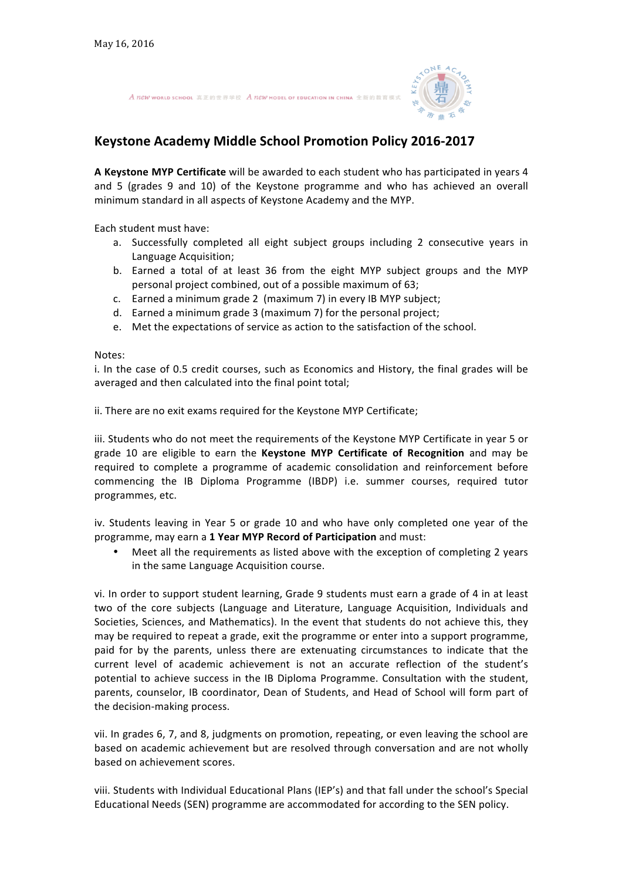May 16, 2016

*A new* WORLD SCHOOL 真正的世界学校 *A new* MODEL OF EDUCATION IN CHINA 全新的教育模式

## Keystone Academy Middle School Promotion Policy 2016-2017

**A Keystone MYP Certificate** will be awarded to each student who has participated in years 4 and 5 (grades 9 and 10) of the Keystone programme and who has achieved an overall minimum standard in all aspects of Keystone Academy and the MYP.

Each student must have:

a. Successfully completed all eight subject groups including 2 consecutive years in Language Acquisition;
b. Earned a total of at least 36 from the eight MYP subject groups and the MYP personal project combined, out of a possible maximum of 63;
c. Earned a minimum grade 2 (maximum 7) in every IB MYP subject;
d. Earned a minimum grade 3 (maximum 7) for the personal project;
e. Met the expectations of service as action to the satisfaction of the school.

Notes:

i. In the case of 0.5 credit courses, such as Economics and History, the final grades will be averaged and then calculated into the final point total;

ii. There are no exit exams required for the Keystone MYP Certificate;

iii. Students who do not meet the requirements of the Keystone MYP Certificate in year 5 or grade 10 are eligible to earn the **Keystone MYP Certificate of Recognition** and may be required to complete a programme of academic consolidation and reinforcement before commencing the IB Diploma Programme (IBDP) i.e. summer courses, required tutor programmes, etc.

iv. Students leaving in Year 5 or grade 10 and who have only completed one year of the programme, may earn a **1 Year MYP Record of Participation** and must:

- Meet all the requirements as listed above with the exception of completing 2 years in the same Language Acquisition course.

vi. In order to support student learning, Grade 9 students must earn a grade of 4 in at least two of the core subjects (Language and Literature, Language Acquisition, Individuals and Societies, Sciences, and Mathematics). In the event that students do not achieve this, they may be required to repeat a grade, exit the programme or enter into a support programme, paid for by the parents, unless there are extenuating circumstances to indicate that the current level of academic achievement is not an accurate reflection of the student's potential to achieve success in the IB Diploma Programme. Consultation with the student, parents, counselor, IB coordinator, Dean of Students, and Head of School will form part of the decision-making process.

vii. In grades 6, 7, and 8, judgments on promotion, repeating, or even leaving the school are based on academic achievement but are resolved through conversation and are not wholly based on achievement scores.

viii. Students with Individual Educational Plans (IEP's) and that fall under the school's Special Educational Needs (SEN) programme are accommodated for according to the SEN policy.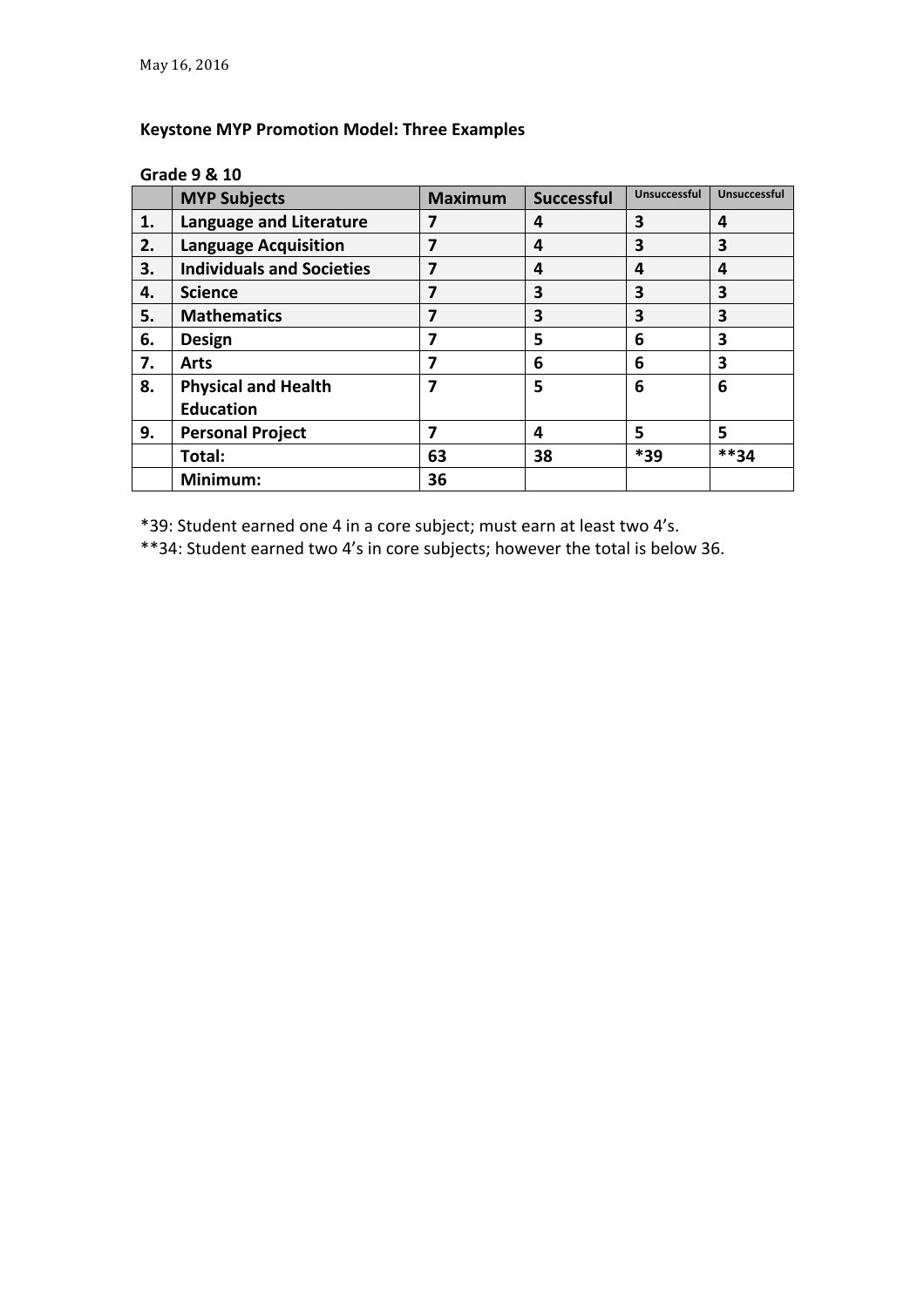May 16, 2016

**Keystone MYP Promotion Model: Three Examples**

**Grade 9 & 10**

| | MYP Subjects | Maximum | Successful | Unsuccessful | Unsuccessful |
|---|---|---|---|---|---|
| 1. | Language and Literature | 7 | 4 | 3 | 4 |
| 2. | Language Acquisition | 7 | 4 | 3 | 3 |
| 3. | Individuals and Societies | 7 | 4 | 4 | 4 |
| 4. | Science | 7 | 3 | 3 | 3 |
| 5. | Mathematics | 7 | 3 | 3 | 3 |
| 6. | Design | 7 | 5 | 6 | 3 |
| 7. | Arts | 7 | 6 | 6 | 3 |
| 8. | Physical and Health Education | 7 | 5 | 6 | 6 |
| 9. | Personal Project | 7 | 4 | 5 | 5 |
| | Total: | 63 | 38 | *39 | **34 |
| | Minimum: | 36 | | | |

*39: Student earned one 4 in a core subject; must earn at least two 4’s.

**34: Student earned two 4’s in core subjects; however the total is below 36.